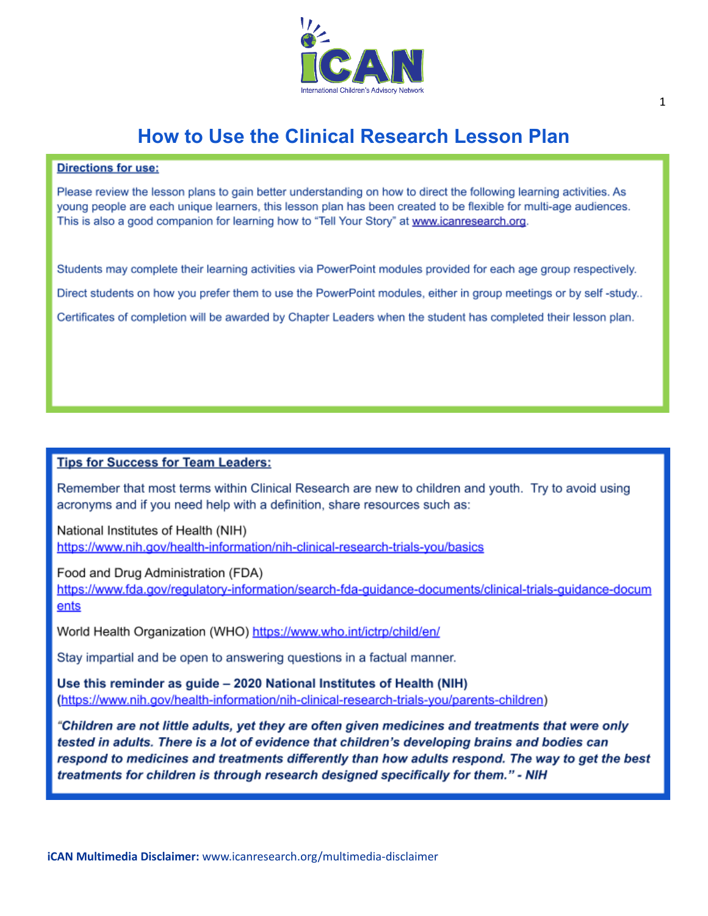iCAN

International Children's Advisory Network

# How to Use the Clinical Research Lesson Plan

**Directions for use:**

Please review the lesson plans to gain better understanding on how to direct the following learning activities. As young people are each unique learners, this lesson plan has been created to be flexible for multi-age audiences. This is also a good companion for learning how to "Tell Your Story" at www.icanresearch.org.

Students may complete their learning activities via PowerPoint modules provided for each age group respectively.

Direct students on how you prefer them to use the PowerPoint modules, either in group meetings or by self -study..

Certificates of completion will be awarded by Chapter Leaders when the student has completed their lesson plan.

**Tips for Success for Team Leaders:**

Remember that most terms within Clinical Research are new to children and youth. Try to avoid using acronyms and if you need help with a definition, share resources such as:

National Institutes of Health (NIH)
https://www.nih.gov/health-information/nih-clinical-research-trials-you/basics

Food and Drug Administration (FDA)
https://www.fda.gov/regulatory-information/search-fda-guidance-documents/clinical-trials-guidance-documents

World Health Organization (WHO) https://www.who.int/ictrp/child/en/

Stay impartial and be open to answering questions in a factual manner.

**Use this reminder as guide – 2020 National Institutes of Health (NIH) (https://www.nih.gov/health-information/nih-clinical-research-trials-you/parents-children)**

***"Children are not little adults, yet they are often given medicines and treatments that were only tested in adults. There is a lot of evidence that children's developing brains and bodies can respond to medicines and treatments differently than how adults respond. The way to get the best treatments for children is through research designed specifically for them." - NIH***

**iCAN Multimedia Disclaimer:** www.icanresearch.org/multimedia-disclaimer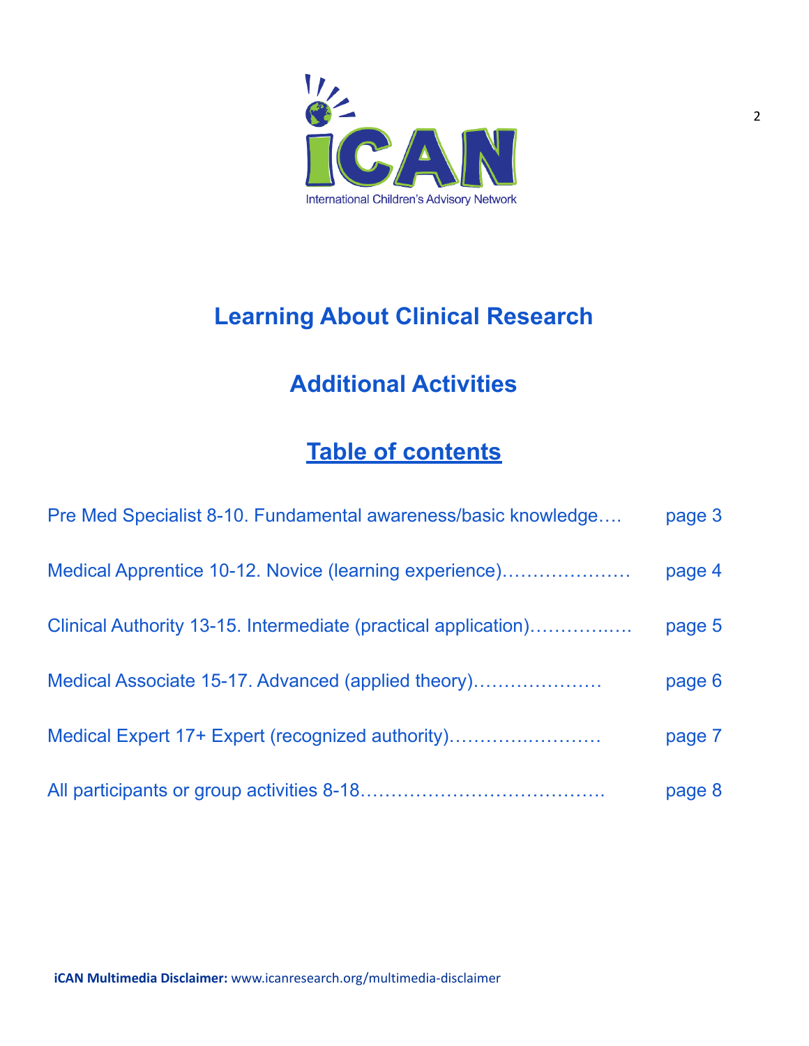iCAN

International Children's Advisory Network

# Learning About Clinical Research

## Additional Activities

## Table of contents

| | |
|---|---|
| Pre Med Specialist 8-10. Fundamental awareness/basic knowledge…. | page 3 |
| Medical Apprentice 10-12. Novice (learning experience)………………… | page 4 |
| Clinical Authority 13-15. Intermediate (practical application)…………..…. | page 5 |
| Medical Associate 15-17. Advanced (applied theory)………………… | page 6 |
| Medical Expert 17+ Expert (recognized authority)………….………… | page 7 |
| All participants or group activities 8-18………………………………… | page 8 |

**iCAN Multimedia Disclaimer:** www.icanresearch.org/multimedia-disclaimer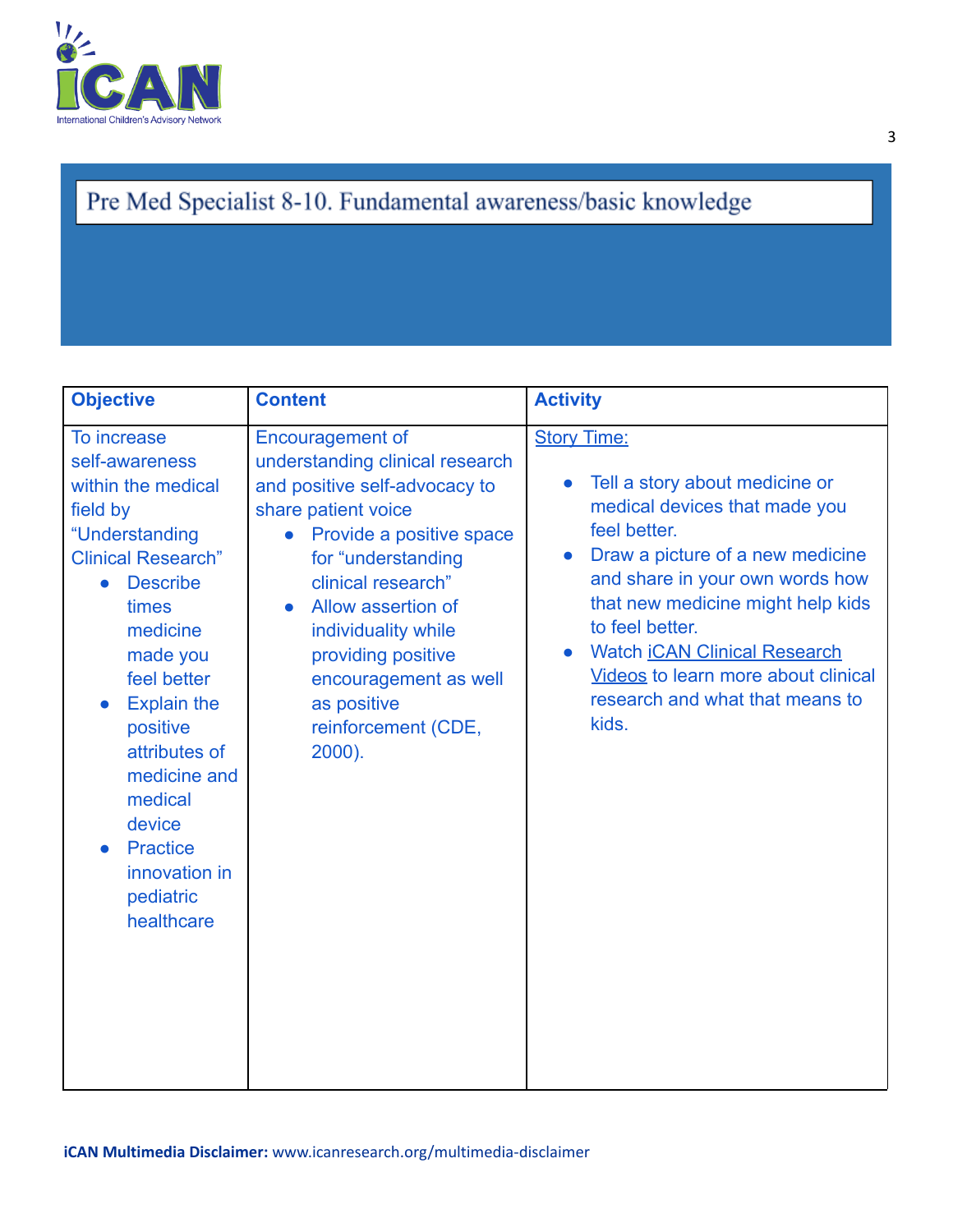## Pre Med Specialist 8-10. Fundamental awareness/basic knowledge

| Objective | Content | Activity |
|---|---|---|
| To increase self-awareness within the medical field by "Understanding Clinical Research"<br>• Describe times medicine made you feel better<br>• Explain the positive attributes of medicine and medical device<br>• Practice innovation in pediatric healthcare | Encouragement of understanding clinical research and positive self-advocacy to share patient voice<br>• Provide a positive space for "understanding clinical research"<br>• Allow assertion of individuality while providing positive encouragement as well as positive reinforcement (CDE, 2000). | Story Time:<br>• Tell a story about medicine or medical devices that made you feel better.<br>• Draw a picture of a new medicine and share in your own words how that new medicine might help kids to feel better.<br>• Watch iCAN Clinical Research Videos to learn more about clinical research and what that means to kids. |

**iCAN Multimedia Disclaimer:** www.icanresearch.org/multimedia-disclaimer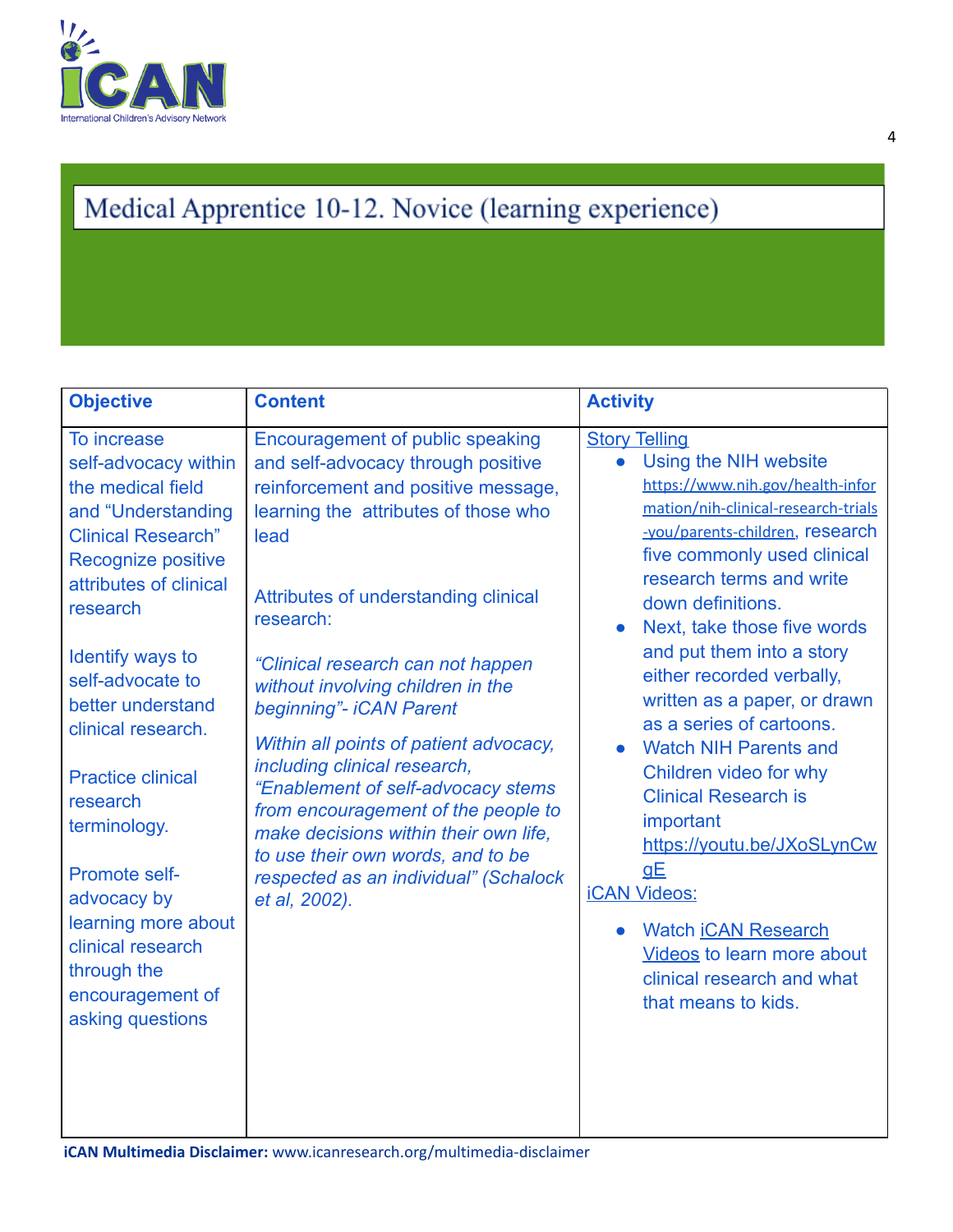# Medical Apprentice 10-12. Novice (learning experience)

| Objective | Content | Activity |
| --- | --- | --- |
| To increase self-advocacy within the medical field and "Understanding Clinical Research" Recognize positive attributes of clinical research<br><br>Identify ways to self-advocate to better understand clinical research.<br><br>Practice clinical research terminology.<br><br>Promote self-advocacy by learning more about clinical research through the encouragement of asking questions | Encouragement of public speaking and self-advocacy through positive reinforcement and positive message, learning the attributes of those who lead<br><br>Attributes of understanding clinical research:<br><br>*"Clinical research can not happen without involving children in the beginning"- iCAN Parent*<br><br>*Within all points of patient advocacy, including clinical research, "Enablement of self-advocacy stems from encouragement of the people to make decisions within their own life, to use their own words, and to be respected as an individual" (Schalock et al, 2002).* | Story Telling<br>• Using the NIH website https://www.nih.gov/health-information/nih-clinical-research-trials-you/parents-children, research five commonly used clinical research terms and write down definitions.<br>• Next, take those five words and put them into a story either recorded verbally, written as a paper, or drawn as a series of cartoons.<br>• Watch NIH Parents and Children video for why Clinical Research is important https://youtu.be/JXoSLynCwgE<br>iCAN Videos:<br>• Watch iCAN Research Videos to learn more about clinical research and what that means to kids. |

**iCAN Multimedia Disclaimer:** www.icanresearch.org/multimedia-disclaimer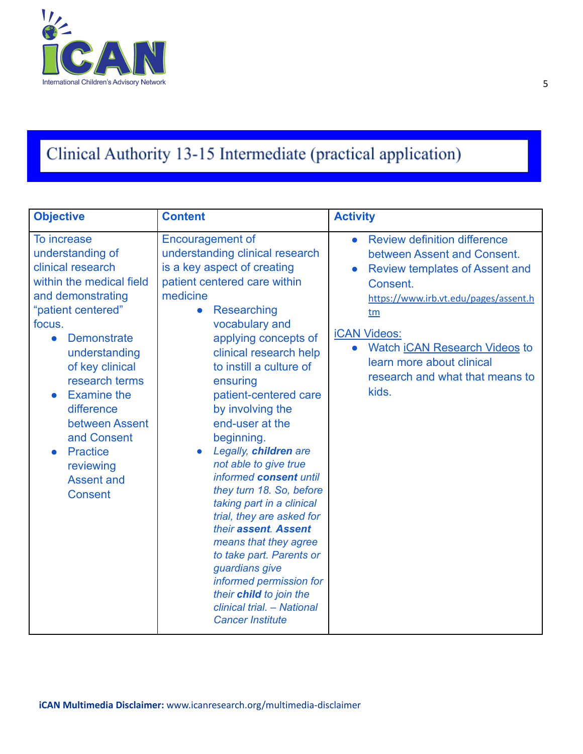# Clinical Authority 13-15 Intermediate (practical application)

| Objective | Content | Activity |
|---|---|---|
| To increase understanding of clinical research within the medical field and demonstrating "patient centered" focus.<br>• Demonstrate understanding of key clinical research terms<br>• Examine the difference between Assent and Consent<br>• Practice reviewing Assent and Consent | Encouragement of understanding clinical research is a key aspect of creating patient centered care within medicine<br>• Researching vocabulary and applying concepts of clinical research help to instill a culture of ensuring patient-centered care by involving the end-user at the beginning.<br>• *Legally, **children** are not able to give true informed **consent** until they turn 18. So, before taking part in a clinical trial, they are asked for their **assent**. **Assent** means that they agree to take part. Parents or guardians give informed permission for their **child** to join the clinical trial. – National Cancer Institute* | • Review definition difference between Assent and Consent.<br>• Review templates of Assent and Consent. https://www.irb.vt.edu/pages/assent.htm<br><br>iCAN Videos:<br>• Watch iCAN Research Videos to learn more about clinical research and what that means to kids. |

**iCAN Multimedia Disclaimer:** www.icanresearch.org/multimedia-disclaimer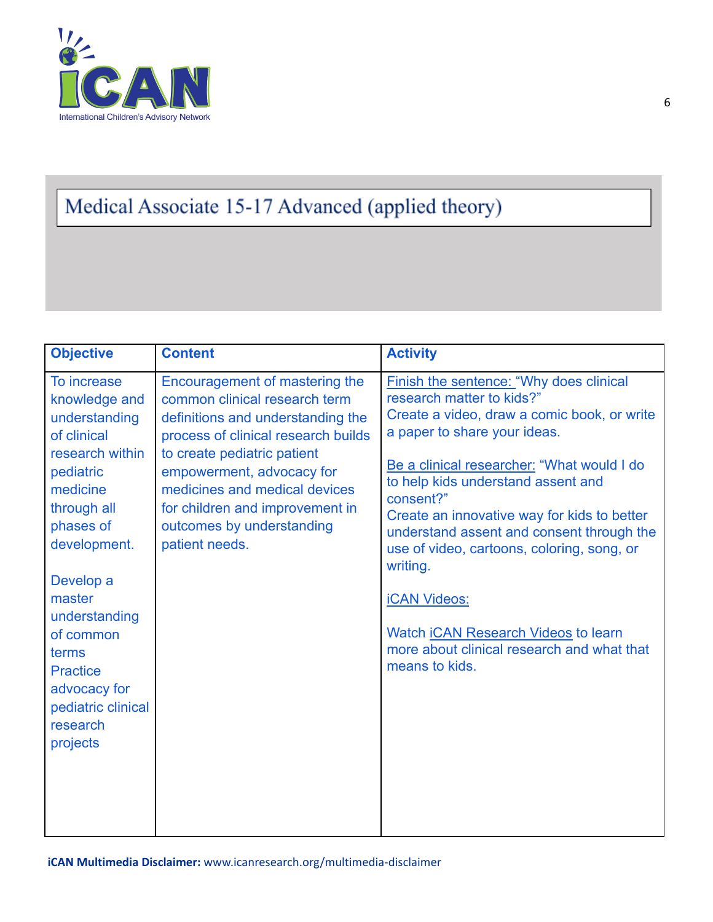# Medical Associate 15-17 Advanced (applied theory)

| Objective | Content | Activity |
|---|---|---|
| To increase knowledge and understanding of clinical research within pediatric medicine through all phases of development.<br><br>Develop a master understanding of common terms<br>Practice advocacy for pediatric clinical research projects | Encouragement of mastering the common clinical research term definitions and understanding the process of clinical research builds to create pediatric patient empowerment, advocacy for medicines and medical devices for children and improvement in outcomes by understanding patient needs. | Finish the sentence: "Why does clinical research matter to kids?"<br>Create a video, draw a comic book, or write a paper to share your ideas.<br><br>Be a clinical researcher: "What would I do to help kids understand assent and consent?"<br>Create an innovative way for kids to better understand assent and consent through the use of video, cartoons, coloring, song, or writing.<br><br>iCAN Videos:<br><br>Watch iCAN Research Videos to learn more about clinical research and what that means to kids. |

**iCAN Multimedia Disclaimer:** www.icanresearch.org/multimedia-disclaimer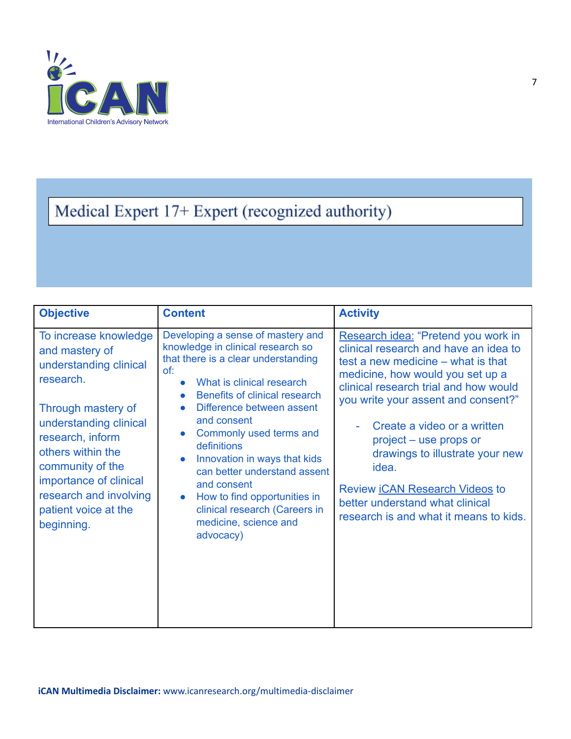# Medical Expert 17+ Expert (recognized authority)

| Objective | Content | Activity |
|---|---|---|
| To increase knowledge and mastery of understanding clinical research.<br><br>Through mastery of understanding clinical research, inform others within the community of the importance of clinical research and involving patient voice at the beginning. | Developing a sense of mastery and knowledge in clinical research so that there is a clear understanding of:<br>• What is clinical research<br>• Benefits of clinical research<br>• Difference between assent and consent<br>• Commonly used terms and definitions<br>• Innovation in ways that kids can better understand assent and consent<br>• How to find opportunities in clinical research (Careers in medicine, science and advocacy) | Research idea: "Pretend you work in clinical research and have an idea to test a new medicine – what is that medicine, how would you set up a clinical research trial and how would you write your assent and consent?"<br>- Create a video or a written project – use props or drawings to illustrate your new idea.<br><br>Review iCAN Research Videos to better understand what clinical research is and what it means to kids. |

**iCAN Multimedia Disclaimer:** www.icanresearch.org/multimedia-disclaimer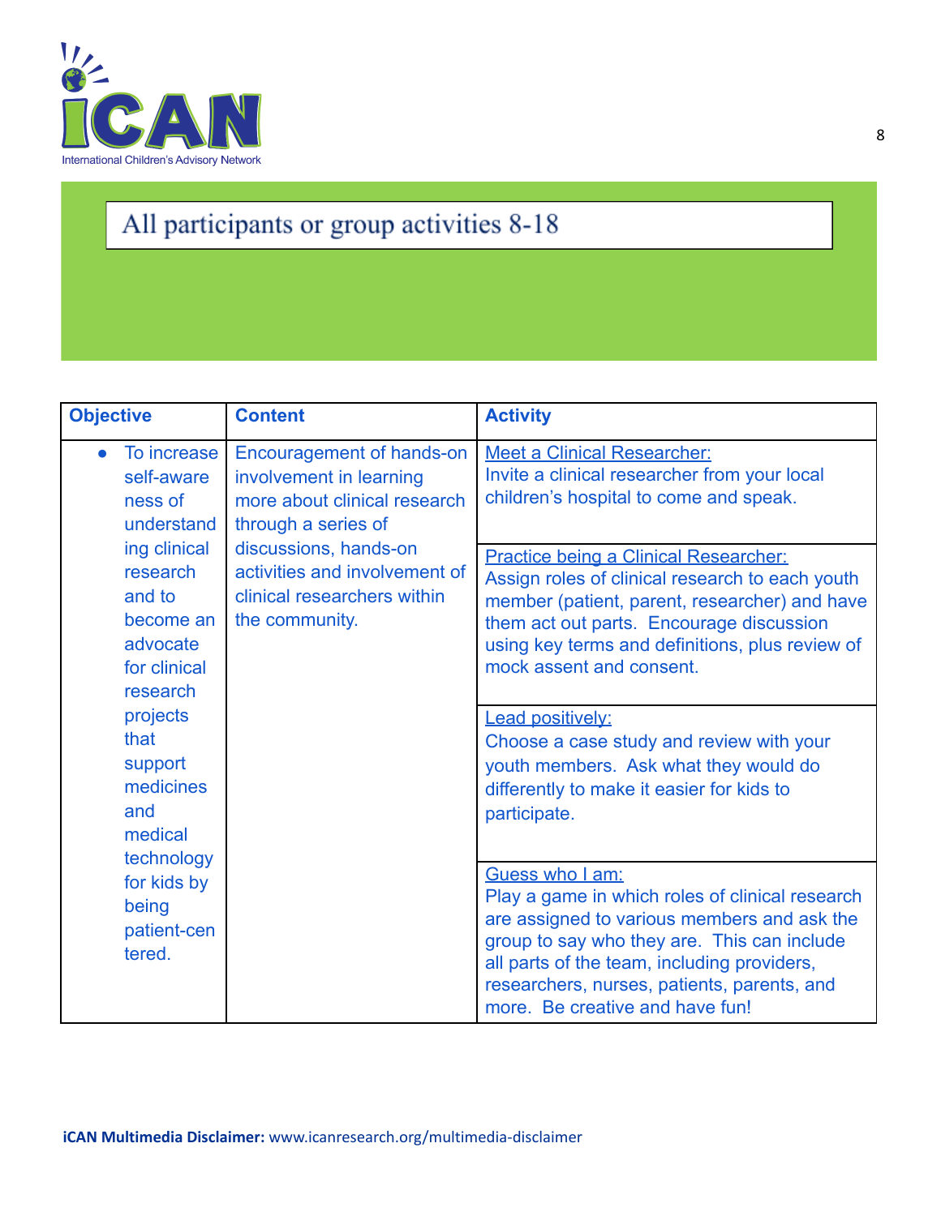All participants or group activities 8-18

| Objective | Content | Activity |
| --- | --- | --- |
| • To increase self-awareness of understanding clinical research and to become an advocate for clinical research projects that support medicines and medical technology for kids by being patient-centered. | Encouragement of hands-on involvement in learning more about clinical research through a series of discussions, hands-on activities and involvement of clinical researchers within the community. | Meet a Clinical Researcher: Invite a clinical researcher from your local children's hospital to come and speak. |
| | | Practice being a Clinical Researcher: Assign roles of clinical research to each youth member (patient, parent, researcher) and have them act out parts. Encourage discussion using key terms and definitions, plus review of mock assent and consent. |
| | | Lead positively: Choose a case study and review with your youth members. Ask what they would do differently to make it easier for kids to participate. |
| | | Guess who I am: Play a game in which roles of clinical research are assigned to various members and ask the group to say who they are. This can include all parts of the team, including providers, researchers, nurses, patients, parents, and more. Be creative and have fun! |

**iCAN Multimedia Disclaimer:** www.icanresearch.org/multimedia-disclaimer